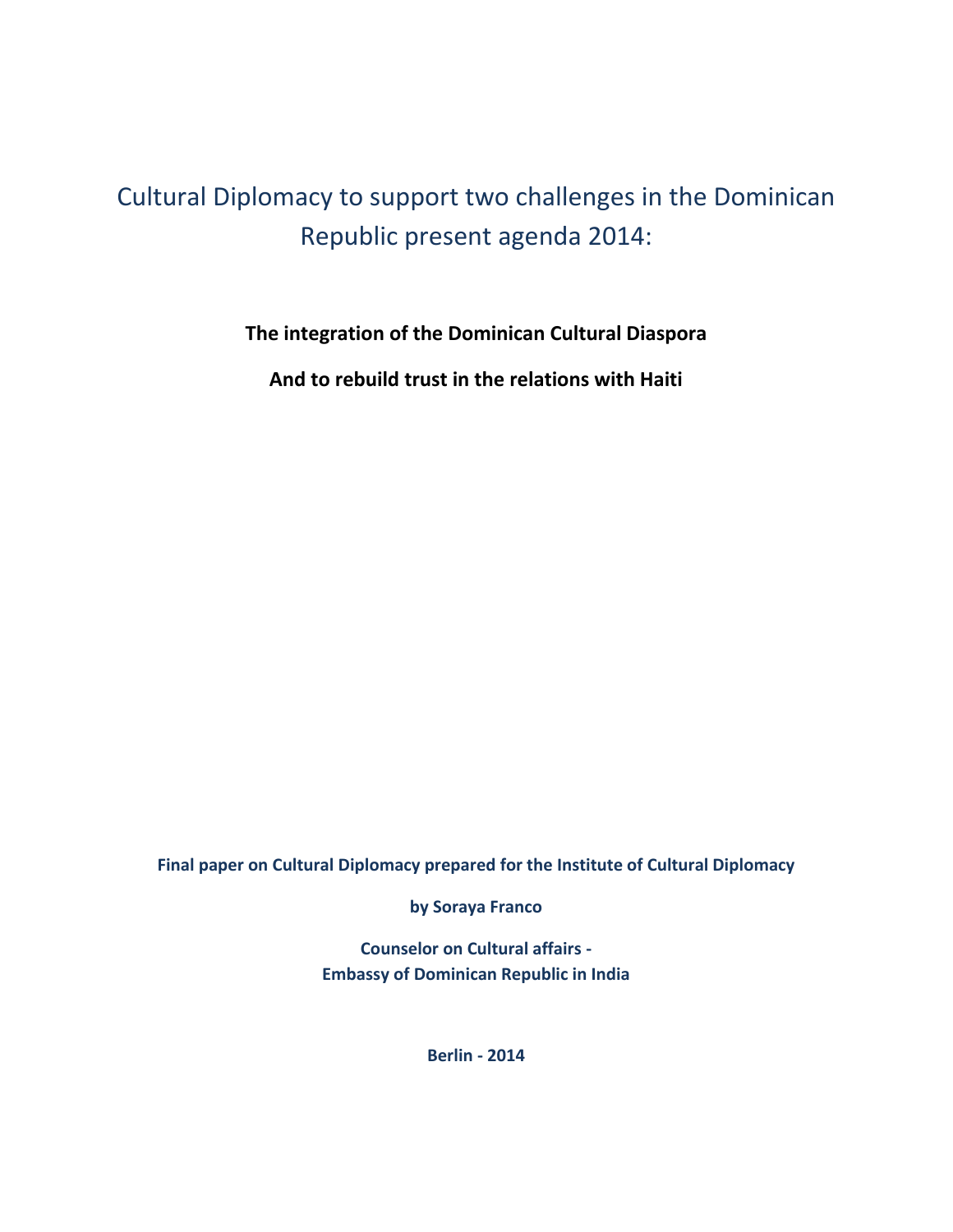# Cultural Diplomacy to support two challenges in the Dominican Republic present agenda 2014:

**The integration of the Dominican Cultural Diaspora**

**And to rebuild trust in the relations with Haiti**

**Final paper on Cultural Diplomacy prepared for the Institute of Cultural Diplomacy**

**by Soraya Franco**

**Counselor on Cultural affairs -**
**Embassy of Dominican Republic in India**

**Berlin - 2014**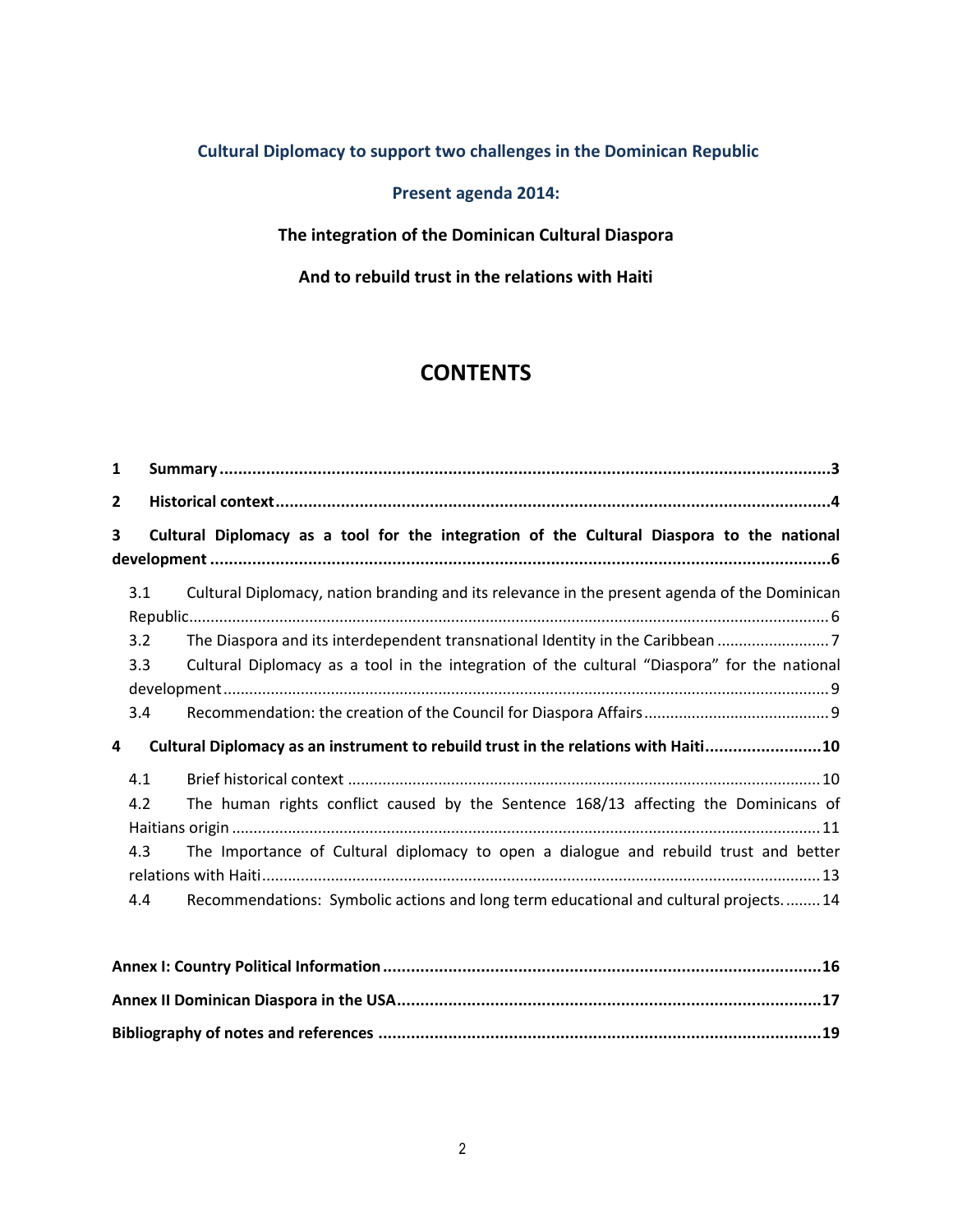**Cultural Diplomacy to support two challenges in the Dominican Republic**

**Present agenda 2014:**

**The integration of the Dominican Cultural Diaspora**

**And to rebuild trust in the relations with Haiti**

# CONTENTS

**1 Summary ........................................................................................................................3**

**2 Historical context ............................................................................................................4**

**3 Cultural Diplomacy as a tool for the integration of the Cultural Diaspora to the national development ...........................................................................................................................6**

3.1 Cultural Diplomacy, nation branding and its relevance in the present agenda of the Dominican Republic........................................................................................................................6

3.2 The Diaspora and its interdependent transnational Identity in the Caribbean ..........................7

3.3 Cultural Diplomacy as a tool in the integration of the cultural "Diaspora" for the national development...............................................................................................................................9

3.4 Recommendation: the creation of the Council for Diaspora Affairs..........................................9

**4 Cultural Diplomacy as an instrument to rebuild trust in the relations with Haiti.........................10**

4.1 Brief historical context ............................................................................................................10

4.2 The human rights conflict caused by the Sentence 168/13 affecting the Dominicans of Haitians origin .........................................................................................................................11

4.3 The Importance of Cultural diplomacy to open a dialogue and rebuild trust and better relations with Haiti.......................................................................................................................13

4.4 Recommendations: Symbolic actions and long term educational and cultural projects.........14

**Annex I: Country Political Information.............................................................................................16**

**Annex II Dominican Diaspora in the USA...........................................................................................17**

**Bibliography of notes and references ...............................................................................................19**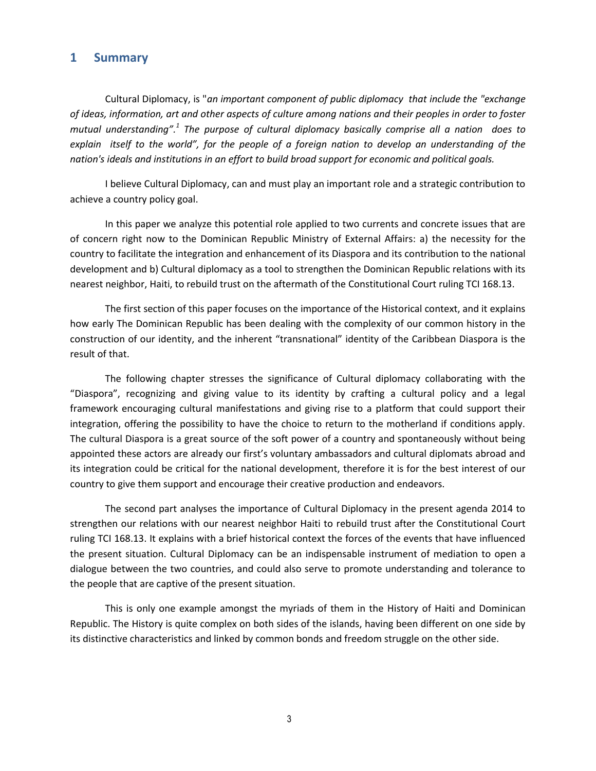## 1 Summary

Cultural Diplomacy, is "*an important component of public diplomacy that include the "exchange of ideas, information, art and other aspects of culture among nations and their peoples in order to foster mutual understanding".*[1] *The purpose of cultural diplomacy basically comprise all a nation does to explain itself to the world", for the people of a foreign nation to develop an understanding of the nation's ideals and institutions in an effort to build broad support for economic and political goals.*

I believe Cultural Diplomacy, can and must play an important role and a strategic contribution to achieve a country policy goal.

In this paper we analyze this potential role applied to two currents and concrete issues that are of concern right now to the Dominican Republic Ministry of External Affairs: a) the necessity for the country to facilitate the integration and enhancement of its Diaspora and its contribution to the national development and b) Cultural diplomacy as a tool to strengthen the Dominican Republic relations with its nearest neighbor, Haiti, to rebuild trust on the aftermath of the Constitutional Court ruling TCI 168.13.

The first section of this paper focuses on the importance of the Historical context, and it explains how early The Dominican Republic has been dealing with the complexity of our common history in the construction of our identity, and the inherent "transnational" identity of the Caribbean Diaspora is the result of that.

The following chapter stresses the significance of Cultural diplomacy collaborating with the "Diaspora", recognizing and giving value to its identity by crafting a cultural policy and a legal framework encouraging cultural manifestations and giving rise to a platform that could support their integration, offering the possibility to have the choice to return to the motherland if conditions apply. The cultural Diaspora is a great source of the soft power of a country and spontaneously without being appointed these actors are already our first's voluntary ambassadors and cultural diplomats abroad and its integration could be critical for the national development, therefore it is for the best interest of our country to give them support and encourage their creative production and endeavors.

The second part analyses the importance of Cultural Diplomacy in the present agenda 2014 to strengthen our relations with our nearest neighbor Haiti to rebuild trust after the Constitutional Court ruling TCI 168.13. It explains with a brief historical context the forces of the events that have influenced the present situation. Cultural Diplomacy can be an indispensable instrument of mediation to open a dialogue between the two countries, and could also serve to promote understanding and tolerance to the people that are captive of the present situation.

This is only one example amongst the myriads of them in the History of Haiti and Dominican Republic. The History is quite complex on both sides of the islands, having been different on one side by its distinctive characteristics and linked by common bonds and freedom struggle on the other side.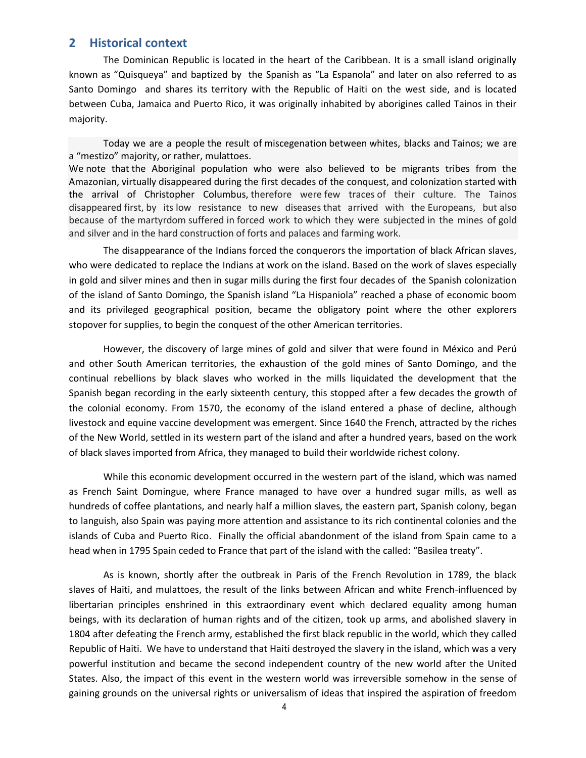## 2 Historical context

The Dominican Republic is located in the heart of the Caribbean. It is a small island originally known as "Quisqueya" and baptized by the Spanish as "La Espanola" and later on also referred to as Santo Domingo and shares its territory with the Republic of Haiti on the west side, and is located between Cuba, Jamaica and Puerto Rico, it was originally inhabited by aborigines called Tainos in their majority.

Today we are a people the result of miscegenation between whites, blacks and Tainos; we are a "mestizo" majority, or rather, mulattoes.

We note that the Aboriginal population who were also believed to be migrants tribes from the Amazonian, virtually disappeared during the first decades of the conquest, and colonization started with the arrival of Christopher Columbus, therefore were few traces of their culture. The Tainos disappeared first, by its low resistance to new diseases that arrived with the Europeans, but also because of the martyrdom suffered in forced work to which they were subjected in the mines of gold and silver and in the hard construction of forts and palaces and farming work.

The disappearance of the Indians forced the conquerors the importation of black African slaves, who were dedicated to replace the Indians at work on the island. Based on the work of slaves especially in gold and silver mines and then in sugar mills during the first four decades of the Spanish colonization of the island of Santo Domingo, the Spanish island "La Hispaniola" reached a phase of economic boom and its privileged geographical position, became the obligatory point where the other explorers stopover for supplies, to begin the conquest of the other American territories.

However, the discovery of large mines of gold and silver that were found in México and Perú and other South American territories, the exhaustion of the gold mines of Santo Domingo, and the continual rebellions by black slaves who worked in the mills liquidated the development that the Spanish began recording in the early sixteenth century, this stopped after a few decades the growth of the colonial economy. From 1570, the economy of the island entered a phase of decline, although livestock and equine vaccine development was emergent. Since 1640 the French, attracted by the riches of the New World, settled in its western part of the island and after a hundred years, based on the work of black slaves imported from Africa, they managed to build their worldwide richest colony.

While this economic development occurred in the western part of the island, which was named as French Saint Domingue, where France managed to have over a hundred sugar mills, as well as hundreds of coffee plantations, and nearly half a million slaves, the eastern part, Spanish colony, began to languish, also Spain was paying more attention and assistance to its rich continental colonies and the islands of Cuba and Puerto Rico. Finally the official abandonment of the island from Spain came to a head when in 1795 Spain ceded to France that part of the island with the called: "Basilea treaty".

As is known, shortly after the outbreak in Paris of the French Revolution in 1789, the black slaves of Haiti, and mulattoes, the result of the links between African and white French-influenced by libertarian principles enshrined in this extraordinary event which declared equality among human beings, with its declaration of human rights and of the citizen, took up arms, and abolished slavery in 1804 after defeating the French army, established the first black republic in the world, which they called Republic of Haiti. We have to understand that Haiti destroyed the slavery in the island, which was a very powerful institution and became the second independent country of the new world after the United States. Also, the impact of this event in the western world was irreversible somehow in the sense of gaining grounds on the universal rights or universalism of ideas that inspired the aspiration of freedom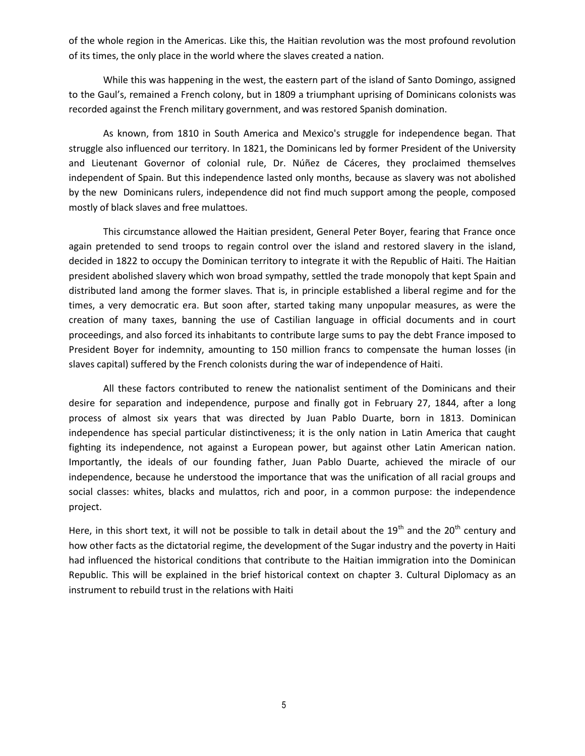of the whole region in the Americas. Like this, the Haitian revolution was the most profound revolution of its times, the only place in the world where the slaves created a nation.

While this was happening in the west, the eastern part of the island of Santo Domingo, assigned to the Gaul's, remained a French colony, but in 1809 a triumphant uprising of Dominicans colonists was recorded against the French military government, and was restored Spanish domination.

As known, from 1810 in South America and Mexico's struggle for independence began. That struggle also influenced our territory. In 1821, the Dominicans led by former President of the University and Lieutenant Governor of colonial rule, Dr. Núñez de Cáceres, they proclaimed themselves independent of Spain. But this independence lasted only months, because as slavery was not abolished by the new Dominicans rulers, independence did not find much support among the people, composed mostly of black slaves and free mulattoes.

This circumstance allowed the Haitian president, General Peter Boyer, fearing that France once again pretended to send troops to regain control over the island and restored slavery in the island, decided in 1822 to occupy the Dominican territory to integrate it with the Republic of Haiti. The Haitian president abolished slavery which won broad sympathy, settled the trade monopoly that kept Spain and distributed land among the former slaves. That is, in principle established a liberal regime and for the times, a very democratic era. But soon after, started taking many unpopular measures, as were the creation of many taxes, banning the use of Castilian language in official documents and in court proceedings, and also forced its inhabitants to contribute large sums to pay the debt France imposed to President Boyer for indemnity, amounting to 150 million francs to compensate the human losses (in slaves capital) suffered by the French colonists during the war of independence of Haiti.

All these factors contributed to renew the nationalist sentiment of the Dominicans and their desire for separation and independence, purpose and finally got in February 27, 1844, after a long process of almost six years that was directed by Juan Pablo Duarte, born in 1813. Dominican independence has special particular distinctiveness; it is the only nation in Latin America that caught fighting its independence, not against a European power, but against other Latin American nation. Importantly, the ideals of our founding father, Juan Pablo Duarte, achieved the miracle of our independence, because he understood the importance that was the unification of all racial groups and social classes: whites, blacks and mulattos, rich and poor, in a common purpose: the independence project.

Here, in this short text, it will not be possible to talk in detail about the 19th and the 20th century and how other facts as the dictatorial regime, the development of the Sugar industry and the poverty in Haiti had influenced the historical conditions that contribute to the Haitian immigration into the Dominican Republic. This will be explained in the brief historical context on chapter 3. Cultural Diplomacy as an instrument to rebuild trust in the relations with Haiti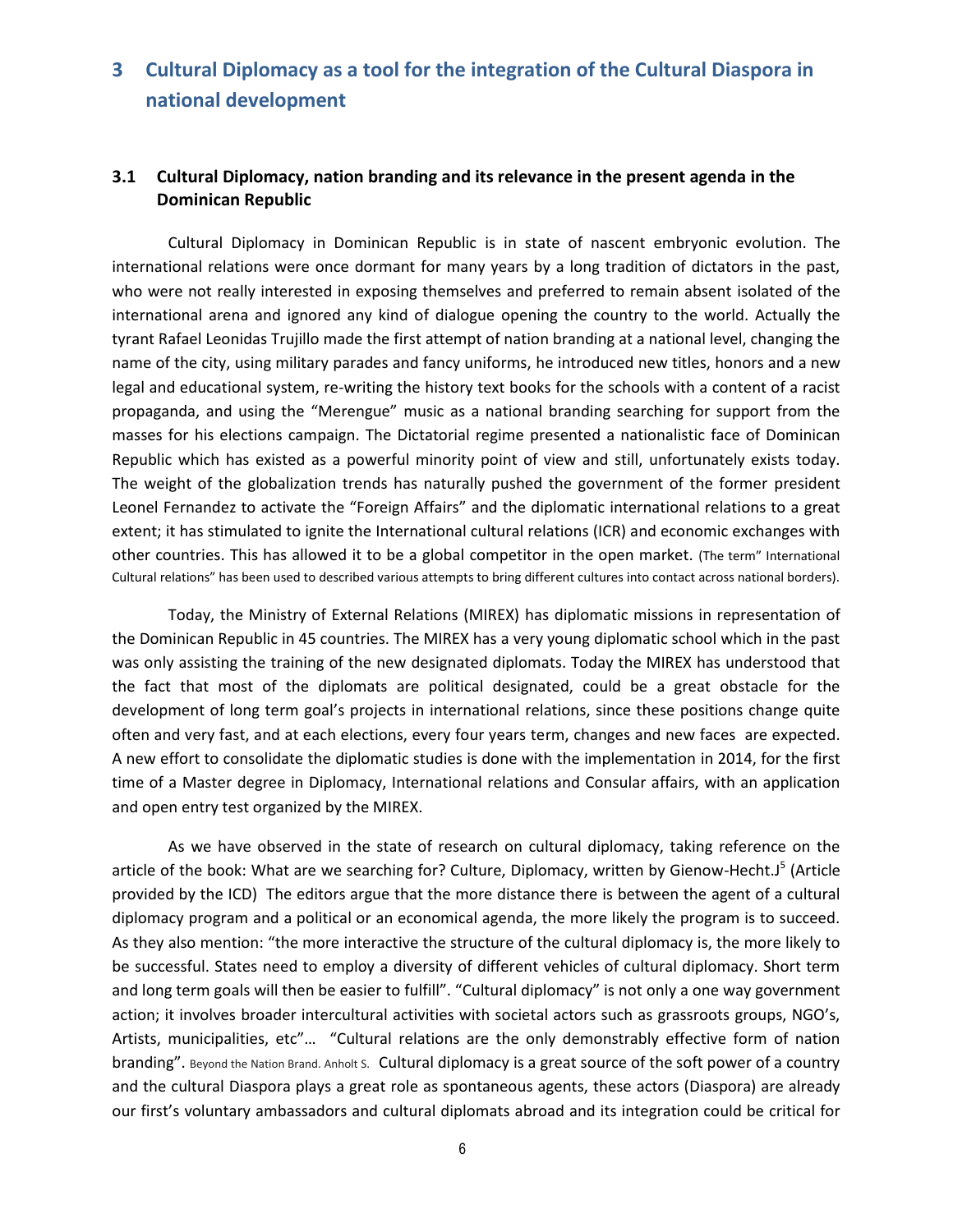# 3 Cultural Diplomacy as a tool for the integration of the Cultural Diaspora in national development

## 3.1 Cultural Diplomacy, nation branding and its relevance in the present agenda in the Dominican Republic

Cultural Diplomacy in Dominican Republic is in state of nascent embryonic evolution. The international relations were once dormant for many years by a long tradition of dictators in the past, who were not really interested in exposing themselves and preferred to remain absent isolated of the international arena and ignored any kind of dialogue opening the country to the world. Actually the tyrant Rafael Leonidas Trujillo made the first attempt of nation branding at a national level, changing the name of the city, using military parades and fancy uniforms, he introduced new titles, honors and a new legal and educational system, re-writing the history text books for the schools with a content of a racist propaganda, and using the "Merengue" music as a national branding searching for support from the masses for his elections campaign. The Dictatorial regime presented a nationalistic face of Dominican Republic which has existed as a powerful minority point of view and still, unfortunately exists today. The weight of the globalization trends has naturally pushed the government of the former president Leonel Fernandez to activate the "Foreign Affairs" and the diplomatic international relations to a great extent; it has stimulated to ignite the International cultural relations (ICR) and economic exchanges with other countries. This has allowed it to be a global competitor in the open market. (The term" International Cultural relations" has been used to described various attempts to bring different cultures into contact across national borders).

Today, the Ministry of External Relations (MIREX) has diplomatic missions in representation of the Dominican Republic in 45 countries. The MIREX has a very young diplomatic school which in the past was only assisting the training of the new designated diplomats. Today the MIREX has understood that the fact that most of the diplomats are political designated, could be a great obstacle for the development of long term goal's projects in international relations, since these positions change quite often and very fast, and at each elections, every four years term, changes and new faces are expected. A new effort to consolidate the diplomatic studies is done with the implementation in 2014, for the first time of a Master degree in Diplomacy, International relations and Consular affairs, with an application and open entry test organized by the MIREX.

As we have observed in the state of research on cultural diplomacy, taking reference on the article of the book: What are we searching for? Culture, Diplomacy, written by Gienow-Hecht.J[5] (Article provided by the ICD) The editors argue that the more distance there is between the agent of a cultural diplomacy program and a political or an economical agenda, the more likely the program is to succeed. As they also mention: "the more interactive the structure of the cultural diplomacy is, the more likely to be successful. States need to employ a diversity of different vehicles of cultural diplomacy. Short term and long term goals will then be easier to fulfill". "Cultural diplomacy" is not only a one way government action; it involves broader intercultural activities with societal actors such as grassroots groups, NGO's, Artists, municipalities, etc"… "Cultural relations are the only demonstrably effective form of nation branding". Beyond the Nation Brand. Anholt S. Cultural diplomacy is a great source of the soft power of a country and the cultural Diaspora plays a great role as spontaneous agents, these actors (Diaspora) are already our first's voluntary ambassadors and cultural diplomats abroad and its integration could be critical for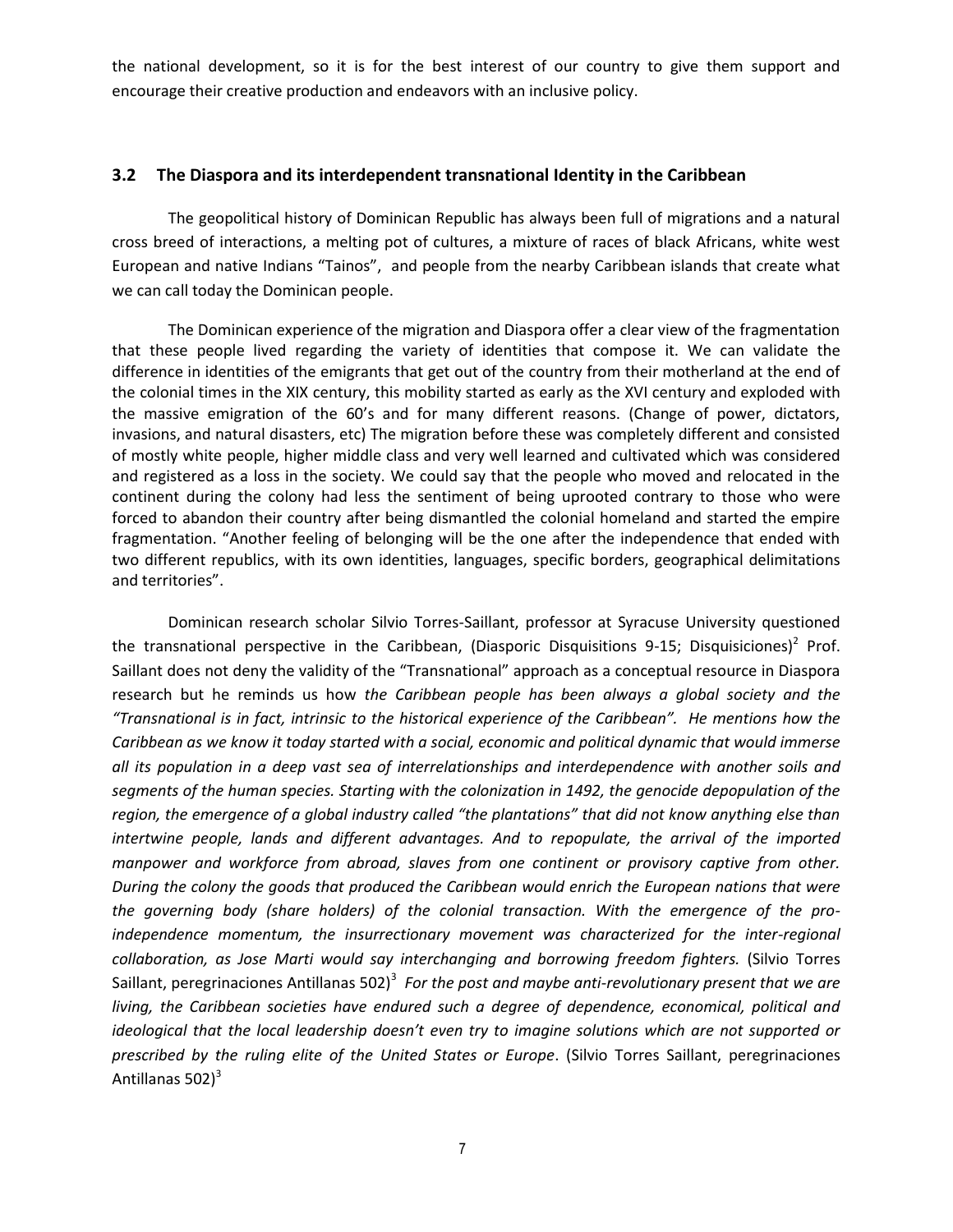the national development, so it is for the best interest of our country to give them support and encourage their creative production and endeavors with an inclusive policy.

### 3.2 The Diaspora and its interdependent transnational Identity in the Caribbean

The geopolitical history of Dominican Republic has always been full of migrations and a natural cross breed of interactions, a melting pot of cultures, a mixture of races of black Africans, white west European and native Indians "Tainos", and people from the nearby Caribbean islands that create what we can call today the Dominican people.

The Dominican experience of the migration and Diaspora offer a clear view of the fragmentation that these people lived regarding the variety of identities that compose it. We can validate the difference in identities of the emigrants that get out of the country from their motherland at the end of the colonial times in the XIX century, this mobility started as early as the XVI century and exploded with the massive emigration of the 60's and for many different reasons. (Change of power, dictators, invasions, and natural disasters, etc) The migration before these was completely different and consisted of mostly white people, higher middle class and very well learned and cultivated which was considered and registered as a loss in the society. We could say that the people who moved and relocated in the continent during the colony had less the sentiment of being uprooted contrary to those who were forced to abandon their country after being dismantled the colonial homeland and started the empire fragmentation. "Another feeling of belonging will be the one after the independence that ended with two different republics, with its own identities, languages, specific borders, geographical delimitations and territories".

Dominican research scholar Silvio Torres-Saillant, professor at Syracuse University questioned the transnational perspective in the Caribbean, (Diasporic Disquisitions 9-15; Disquisiciones)[2] Prof. Saillant does not deny the validity of the "Transnational" approach as a conceptual resource in Diaspora research but he reminds us how *the Caribbean people has been always a global society and the "Transnational is in fact, intrinsic to the historical experience of the Caribbean". He mentions how the Caribbean as we know it today started with a social, economic and political dynamic that would immerse all its population in a deep vast sea of interrelationships and interdependence with another soils and segments of the human species. Starting with the colonization in 1492, the genocide depopulation of the region, the emergence of a global industry called "the plantations" that did not know anything else than intertwine people, lands and different advantages. And to repopulate, the arrival of the imported manpower and workforce from abroad, slaves from one continent or provisory captive from other. During the colony the goods that produced the Caribbean would enrich the European nations that were the governing body (share holders) of the colonial transaction. With the emergence of the pro-independence momentum, the insurrectionary movement was characterized for the inter-regional collaboration, as Jose Marti would say interchanging and borrowing freedom fighters.* (Silvio Torres Saillant, peregrinaciones Antillanas 502)[3] *For the post and maybe anti-revolutionary present that we are living, the Caribbean societies have endured such a degree of dependence, economical, political and ideological that the local leadership doesn't even try to imagine solutions which are not supported or prescribed by the ruling elite of the United States or Europe*. (Silvio Torres Saillant, peregrinaciones Antillanas 502)[3]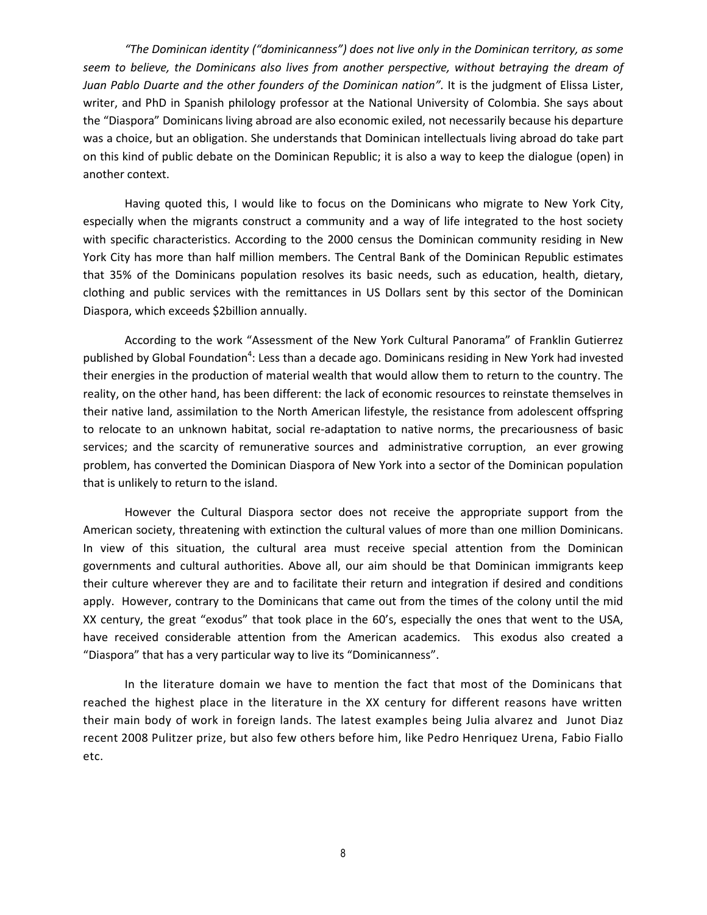*"The Dominican identity ("dominicanness") does not live only in the Dominican territory, as some seem to believe, the Dominicans also lives from another perspective, without betraying the dream of Juan Pablo Duarte and the other founders of the Dominican nation".* It is the judgment of Elissa Lister, writer, and PhD in Spanish philology professor at the National University of Colombia. She says about the "Diaspora" Dominicans living abroad are also economic exiled, not necessarily because his departure was a choice, but an obligation. She understands that Dominican intellectuals living abroad do take part on this kind of public debate on the Dominican Republic; it is also a way to keep the dialogue (open) in another context.

Having quoted this, I would like to focus on the Dominicans who migrate to New York City, especially when the migrants construct a community and a way of life integrated to the host society with specific characteristics. According to the 2000 census the Dominican community residing in New York City has more than half million members. The Central Bank of the Dominican Republic estimates that 35% of the Dominicans population resolves its basic needs, such as education, health, dietary, clothing and public services with the remittances in US Dollars sent by this sector of the Dominican Diaspora, which exceeds $2billion annually.

According to the work "Assessment of the New York Cultural Panorama" of Franklin Gutierrez published by Global Foundation[4]: Less than a decade ago. Dominicans residing in New York had invested their energies in the production of material wealth that would allow them to return to the country. The reality, on the other hand, has been different: the lack of economic resources to reinstate themselves in their native land, assimilation to the North American lifestyle, the resistance from adolescent offspring to relocate to an unknown habitat, social re-adaptation to native norms, the precariousness of basic services; and the scarcity of remunerative sources and administrative corruption, an ever growing problem, has converted the Dominican Diaspora of New York into a sector of the Dominican population that is unlikely to return to the island.

However the Cultural Diaspora sector does not receive the appropriate support from the American society, threatening with extinction the cultural values of more than one million Dominicans. In view of this situation, the cultural area must receive special attention from the Dominican governments and cultural authorities. Above all, our aim should be that Dominican immigrants keep their culture wherever they are and to facilitate their return and integration if desired and conditions apply. However, contrary to the Dominicans that came out from the times of the colony until the mid XX century, the great "exodus" that took place in the 60's, especially the ones that went to the USA, have received considerable attention from the American academics. This exodus also created a "Diaspora" that has a very particular way to live its "Dominicanness".

In the literature domain we have to mention the fact that most of the Dominicans that reached the highest place in the literature in the XX century for different reasons have written their main body of work in foreign lands. The latest examples being Julia alvarez and Junot Diaz recent 2008 Pulitzer prize, but also few others before him, like Pedro Henriquez Urena, Fabio Fiallo etc.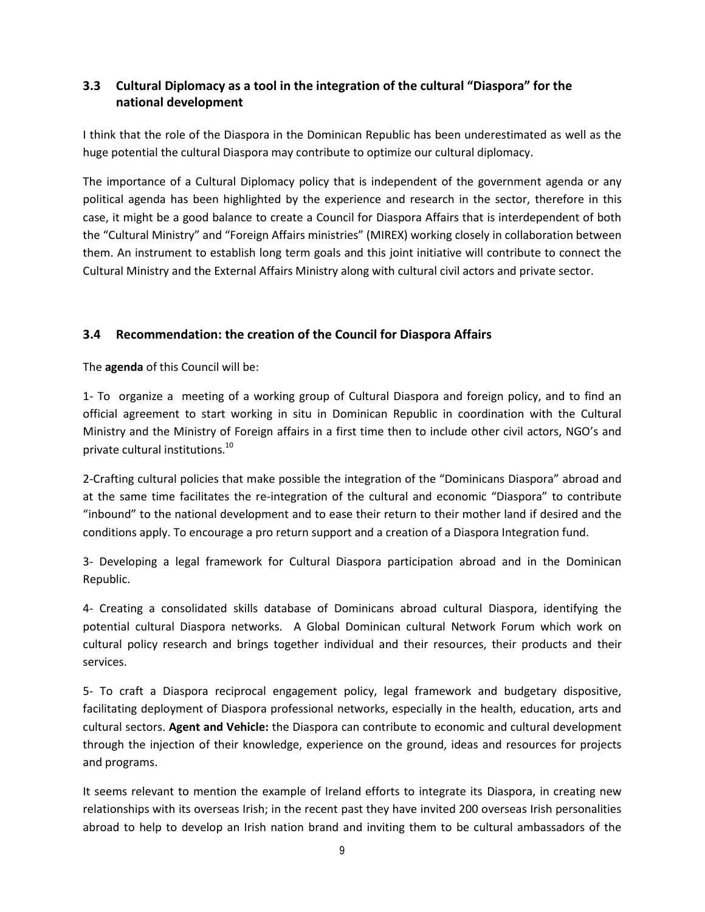### 3.3 Cultural Diplomacy as a tool in the integration of the cultural "Diaspora" for the national development

I think that the role of the Diaspora in the Dominican Republic has been underestimated as well as the huge potential the cultural Diaspora may contribute to optimize our cultural diplomacy.

The importance of a Cultural Diplomacy policy that is independent of the government agenda or any political agenda has been highlighted by the experience and research in the sector, therefore in this case, it might be a good balance to create a Council for Diaspora Affairs that is interdependent of both the "Cultural Ministry" and "Foreign Affairs ministries" (MIREX) working closely in collaboration between them. An instrument to establish long term goals and this joint initiative will contribute to connect the Cultural Ministry and the External Affairs Ministry along with cultural civil actors and private sector.

### 3.4 Recommendation: the creation of the Council for Diaspora Affairs

The **agenda** of this Council will be:

1- To organize a meeting of a working group of Cultural Diaspora and foreign policy, and to find an official agreement to start working in situ in Dominican Republic in coordination with the Cultural Ministry and the Ministry of Foreign affairs in a first time then to include other civil actors, NGO's and private cultural institutions.[10]

2-Crafting cultural policies that make possible the integration of the "Dominicans Diaspora" abroad and at the same time facilitates the re-integration of the cultural and economic "Diaspora" to contribute "inbound" to the national development and to ease their return to their mother land if desired and the conditions apply. To encourage a pro return support and a creation of a Diaspora Integration fund.

3- Developing a legal framework for Cultural Diaspora participation abroad and in the Dominican Republic.

4- Creating a consolidated skills database of Dominicans abroad cultural Diaspora, identifying the potential cultural Diaspora networks. A Global Dominican cultural Network Forum which work on cultural policy research and brings together individual and their resources, their products and their services.

5- To craft a Diaspora reciprocal engagement policy, legal framework and budgetary dispositive, facilitating deployment of Diaspora professional networks, especially in the health, education, arts and cultural sectors. **Agent and Vehicle:** the Diaspora can contribute to economic and cultural development through the injection of their knowledge, experience on the ground, ideas and resources for projects and programs.

It seems relevant to mention the example of Ireland efforts to integrate its Diaspora, in creating new relationships with its overseas Irish; in the recent past they have invited 200 overseas Irish personalities abroad to help to develop an Irish nation brand and inviting them to be cultural ambassadors of the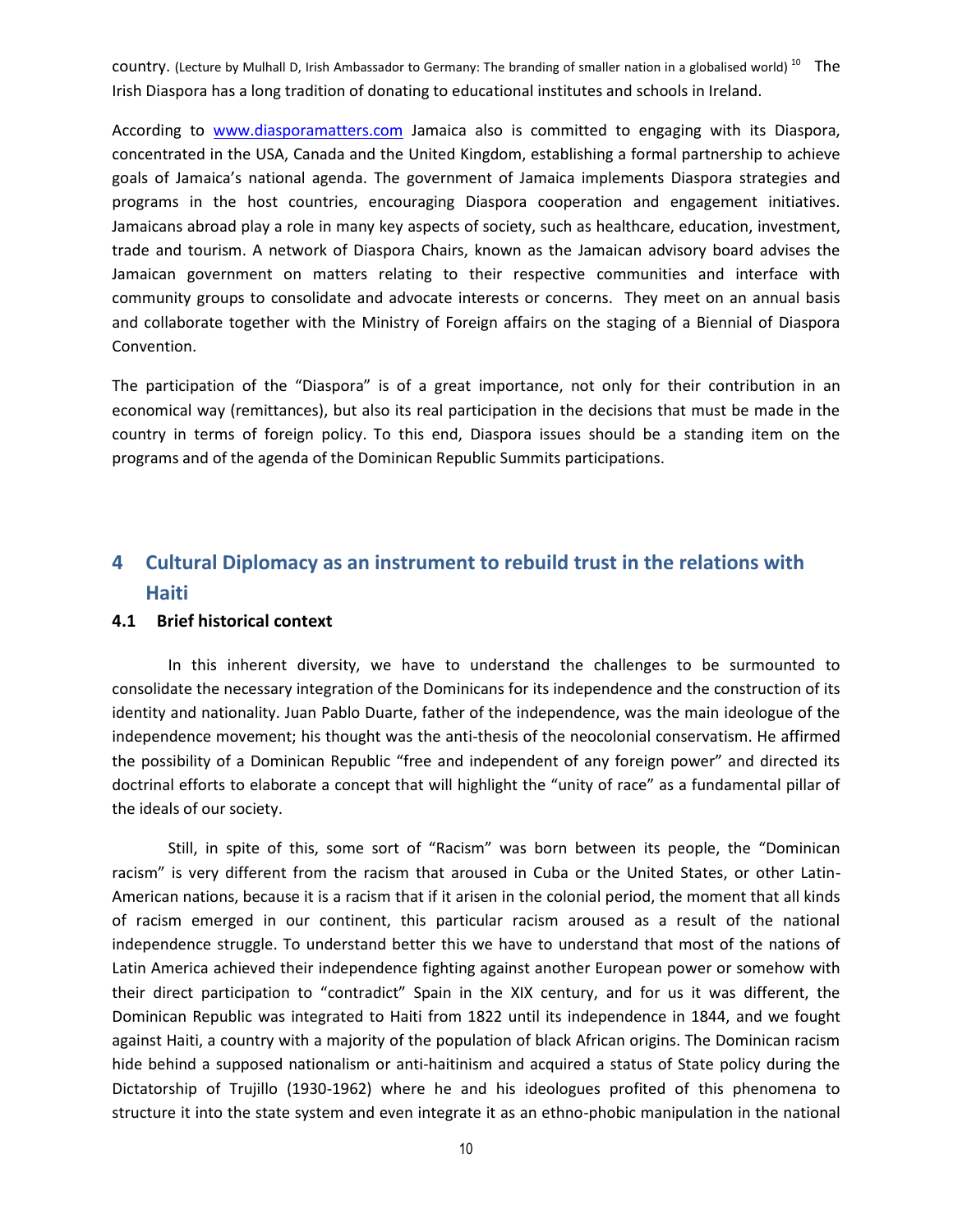country. (Lecture by Mulhall D, Irish Ambassador to Germany: The branding of smaller nation in a globalised world) [10] The Irish Diaspora has a long tradition of donating to educational institutes and schools in Ireland.

According to www.diasporamatters.com Jamaica also is committed to engaging with its Diaspora, concentrated in the USA, Canada and the United Kingdom, establishing a formal partnership to achieve goals of Jamaica's national agenda. The government of Jamaica implements Diaspora strategies and programs in the host countries, encouraging Diaspora cooperation and engagement initiatives. Jamaicans abroad play a role in many key aspects of society, such as healthcare, education, investment, trade and tourism. A network of Diaspora Chairs, known as the Jamaican advisory board advises the Jamaican government on matters relating to their respective communities and interface with community groups to consolidate and advocate interests or concerns. They meet on an annual basis and collaborate together with the Ministry of Foreign affairs on the staging of a Biennial of Diaspora Convention.

The participation of the "Diaspora" is of a great importance, not only for their contribution in an economical way (remittances), but also its real participation in the decisions that must be made in the country in terms of foreign policy. To this end, Diaspora issues should be a standing item on the programs and of the agenda of the Dominican Republic Summits participations.

# 4 Cultural Diplomacy as an instrument to rebuild trust in the relations with Haiti

## 4.1 Brief historical context

In this inherent diversity, we have to understand the challenges to be surmounted to consolidate the necessary integration of the Dominicans for its independence and the construction of its identity and nationality. Juan Pablo Duarte, father of the independence, was the main ideologue of the independence movement; his thought was the anti-thesis of the neocolonial conservatism. He affirmed the possibility of a Dominican Republic "free and independent of any foreign power" and directed its doctrinal efforts to elaborate a concept that will highlight the "unity of race" as a fundamental pillar of the ideals of our society.

Still, in spite of this, some sort of "Racism" was born between its people, the "Dominican racism" is very different from the racism that aroused in Cuba or the United States, or other Latin-American nations, because it is a racism that if it arisen in the colonial period, the moment that all kinds of racism emerged in our continent, this particular racism aroused as a result of the national independence struggle. To understand better this we have to understand that most of the nations of Latin America achieved their independence fighting against another European power or somehow with their direct participation to "contradict" Spain in the XIX century, and for us it was different, the Dominican Republic was integrated to Haiti from 1822 until its independence in 1844, and we fought against Haiti, a country with a majority of the population of black African origins. The Dominican racism hide behind a supposed nationalism or anti-haitinism and acquired a status of State policy during the Dictatorship of Trujillo (1930-1962) where he and his ideologues profited of this phenomena to structure it into the state system and even integrate it as an ethno-phobic manipulation in the national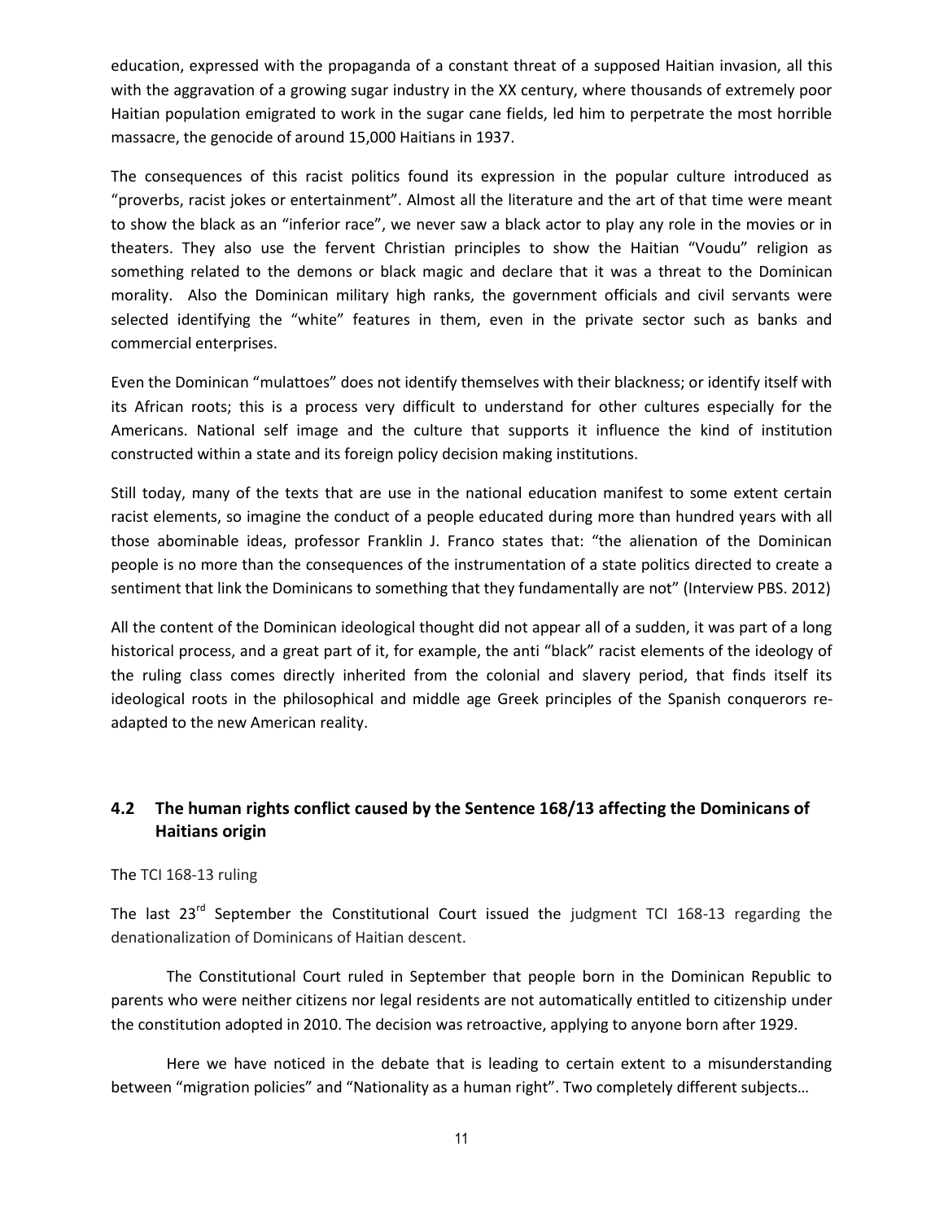education, expressed with the propaganda of a constant threat of a supposed Haitian invasion, all this with the aggravation of a growing sugar industry in the XX century, where thousands of extremely poor Haitian population emigrated to work in the sugar cane fields, led him to perpetrate the most horrible massacre, the genocide of around 15,000 Haitians in 1937.

The consequences of this racist politics found its expression in the popular culture introduced as "proverbs, racist jokes or entertainment". Almost all the literature and the art of that time were meant to show the black as an "inferior race", we never saw a black actor to play any role in the movies or in theaters. They also use the fervent Christian principles to show the Haitian "Voudu" religion as something related to the demons or black magic and declare that it was a threat to the Dominican morality. Also the Dominican military high ranks, the government officials and civil servants were selected identifying the "white" features in them, even in the private sector such as banks and commercial enterprises.

Even the Dominican "mulattoes" does not identify themselves with their blackness; or identify itself with its African roots; this is a process very difficult to understand for other cultures especially for the Americans. National self image and the culture that supports it influence the kind of institution constructed within a state and its foreign policy decision making institutions.

Still today, many of the texts that are use in the national education manifest to some extent certain racist elements, so imagine the conduct of a people educated during more than hundred years with all those abominable ideas, professor Franklin J. Franco states that: "the alienation of the Dominican people is no more than the consequences of the instrumentation of a state politics directed to create a sentiment that link the Dominicans to something that they fundamentally are not" (Interview PBS. 2012)

All the content of the Dominican ideological thought did not appear all of a sudden, it was part of a long historical process, and a great part of it, for example, the anti "black" racist elements of the ideology of the ruling class comes directly inherited from the colonial and slavery period, that finds itself its ideological roots in the philosophical and middle age Greek principles of the Spanish conquerors re-adapted to the new American reality.

## 4.2 The human rights conflict caused by the Sentence 168/13 affecting the Dominicans of Haitians origin

The TCI 168-13 ruling

The last 23rd September the Constitutional Court issued the judgment TCI 168-13 regarding the denationalization of Dominicans of Haitian descent.

The Constitutional Court ruled in September that people born in the Dominican Republic to parents who were neither citizens nor legal residents are not automatically entitled to citizenship under the constitution adopted in 2010. The decision was retroactive, applying to anyone born after 1929.

Here we have noticed in the debate that is leading to certain extent to a misunderstanding between "migration policies" and "Nationality as a human right". Two completely different subjects…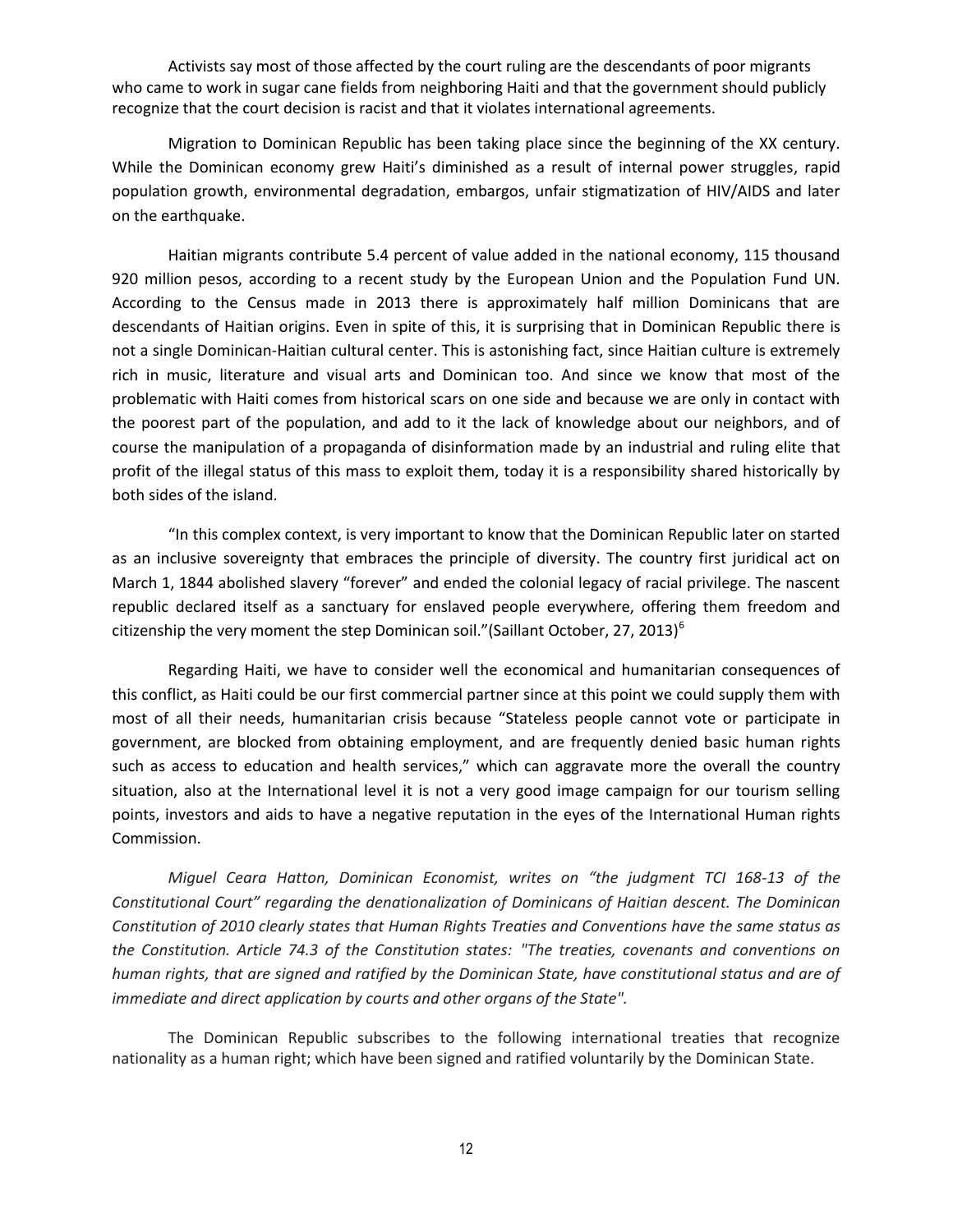Activists say most of those affected by the court ruling are the descendants of poor migrants who came to work in sugar cane fields from neighboring Haiti and that the government should publicly recognize that the court decision is racist and that it violates international agreements.

Migration to Dominican Republic has been taking place since the beginning of the XX century. While the Dominican economy grew Haiti's diminished as a result of internal power struggles, rapid population growth, environmental degradation, embargos, unfair stigmatization of HIV/AIDS and later on the earthquake.

Haitian migrants contribute 5.4 percent of value added in the national economy, 115 thousand 920 million pesos, according to a recent study by the European Union and the Population Fund UN. According to the Census made in 2013 there is approximately half million Dominicans that are descendants of Haitian origins. Even in spite of this, it is surprising that in Dominican Republic there is not a single Dominican-Haitian cultural center. This is astonishing fact, since Haitian culture is extremely rich in music, literature and visual arts and Dominican too. And since we know that most of the problematic with Haiti comes from historical scars on one side and because we are only in contact with the poorest part of the population, and add to it the lack of knowledge about our neighbors, and of course the manipulation of a propaganda of disinformation made by an industrial and ruling elite that profit of the illegal status of this mass to exploit them, today it is a responsibility shared historically by both sides of the island.

"In this complex context, is very important to know that the Dominican Republic later on started as an inclusive sovereignty that embraces the principle of diversity. The country first juridical act on March 1, 1844 abolished slavery "forever" and ended the colonial legacy of racial privilege. The nascent republic declared itself as a sanctuary for enslaved people everywhere, offering them freedom and citizenship the very moment the step Dominican soil."(Saillant October, 27, 2013)[6]

Regarding Haiti, we have to consider well the economical and humanitarian consequences of this conflict, as Haiti could be our first commercial partner since at this point we could supply them with most of all their needs, humanitarian crisis because "Stateless people cannot vote or participate in government, are blocked from obtaining employment, and are frequently denied basic human rights such as access to education and health services," which can aggravate more the overall the country situation, also at the International level it is not a very good image campaign for our tourism selling points, investors and aids to have a negative reputation in the eyes of the International Human rights Commission.

*Miguel Ceara Hatton, Dominican Economist, writes on "the judgment TCI 168-13 of the Constitutional Court" regarding the denationalization of Dominicans of Haitian descent. The Dominican Constitution of 2010 clearly states that Human Rights Treaties and Conventions have the same status as the Constitution. Article 74.3 of the Constitution states: "The treaties, covenants and conventions on human rights, that are signed and ratified by the Dominican State, have constitutional status and are of immediate and direct application by courts and other organs of the State".*

The Dominican Republic subscribes to the following international treaties that recognize nationality as a human right; which have been signed and ratified voluntarily by the Dominican State.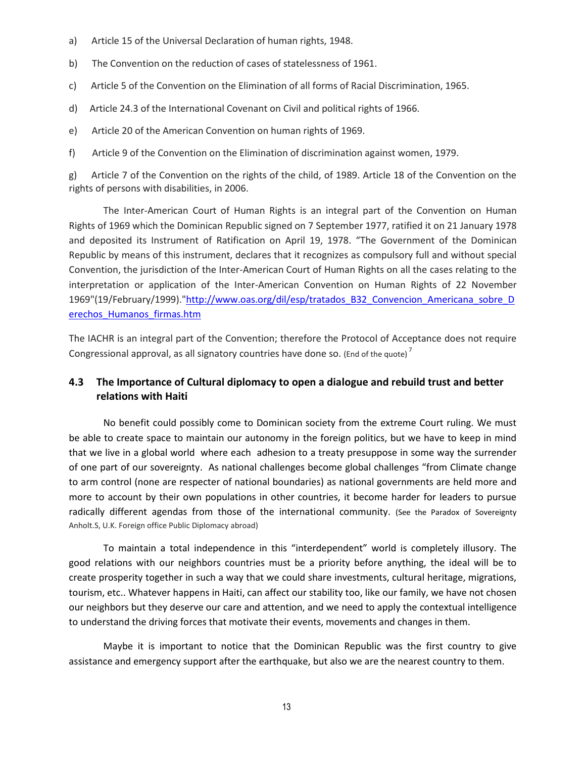a) Article 15 of the Universal Declaration of human rights, 1948.

b) The Convention on the reduction of cases of statelessness of 1961.

c) Article 5 of the Convention on the Elimination of all forms of Racial Discrimination, 1965.

d) Article 24.3 of the International Covenant on Civil and political rights of 1966.

e) Article 20 of the American Convention on human rights of 1969.

f) Article 9 of the Convention on the Elimination of discrimination against women, 1979.

g) Article 7 of the Convention on the rights of the child, of 1989. Article 18 of the Convention on the rights of persons with disabilities, in 2006.

The Inter-American Court of Human Rights is an integral part of the Convention on Human Rights of 1969 which the Dominican Republic signed on 7 September 1977, ratified it on 21 January 1978 and deposited its Instrument of Ratification on April 19, 1978. "The Government of the Dominican Republic by means of this instrument, declares that it recognizes as compulsory full and without special Convention, the jurisdiction of the Inter-American Court of Human Rights on all the cases relating to the interpretation or application of the Inter-American Convention on Human Rights of 22 November 1969"(19/February/1999)."http://www.oas.org/dil/esp/tratados_B32_Convencion_Americana_sobre_Derechos_Humanos_firmas.htm

The IACHR is an integral part of the Convention; therefore the Protocol of Acceptance does not require Congressional approval, as all signatory countries have done so. (End of the quote) [7]

### 4.3 The Importance of Cultural diplomacy to open a dialogue and rebuild trust and better relations with Haiti

No benefit could possibly come to Dominican society from the extreme Court ruling. We must be able to create space to maintain our autonomy in the foreign politics, but we have to keep in mind that we live in a global world where each adhesion to a treaty presuppose in some way the surrender of one part of our sovereignty. As national challenges become global challenges "from Climate change to arm control (none are respecter of national boundaries) as national governments are held more and more to account by their own populations in other countries, it become harder for leaders to pursue radically different agendas from those of the international community. (See the Paradox of Sovereignty Anholt.S, U.K. Foreign office Public Diplomacy abroad)

To maintain a total independence in this "interdependent" world is completely illusory. The good relations with our neighbors countries must be a priority before anything, the ideal will be to create prosperity together in such a way that we could share investments, cultural heritage, migrations, tourism, etc.. Whatever happens in Haiti, can affect our stability too, like our family, we have not chosen our neighbors but they deserve our care and attention, and we need to apply the contextual intelligence to understand the driving forces that motivate their events, movements and changes in them.

Maybe it is important to notice that the Dominican Republic was the first country to give assistance and emergency support after the earthquake, but also we are the nearest country to them.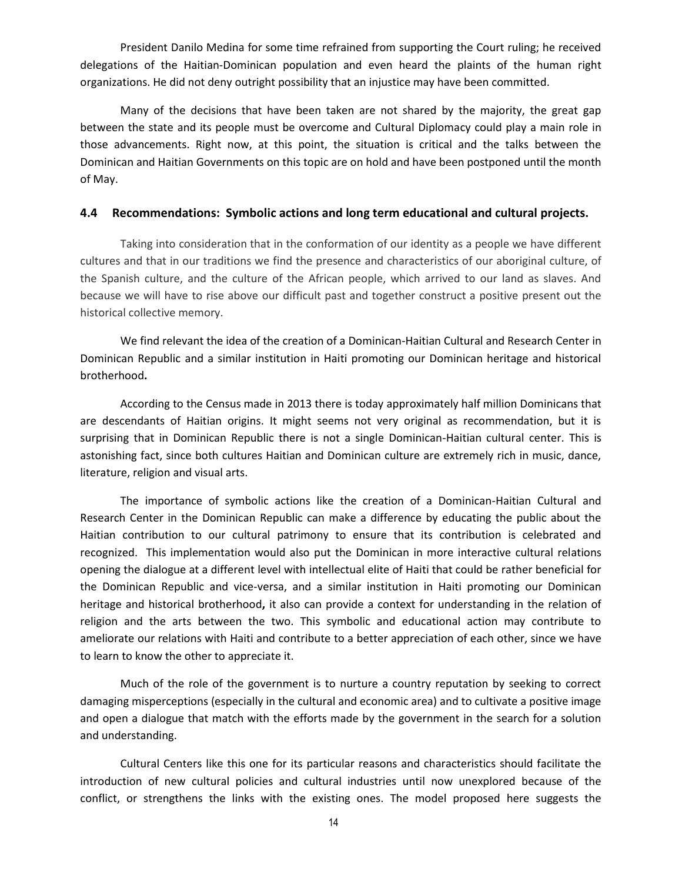President Danilo Medina for some time refrained from supporting the Court ruling; he received delegations of the Haitian-Dominican population and even heard the plaints of the human right organizations. He did not deny outright possibility that an injustice may have been committed.

Many of the decisions that have been taken are not shared by the majority, the great gap between the state and its people must be overcome and Cultural Diplomacy could play a main role in those advancements. Right now, at this point, the situation is critical and the talks between the Dominican and Haitian Governments on this topic are on hold and have been postponed until the month of May.

### 4.4 Recommendations: Symbolic actions and long term educational and cultural projects.

Taking into consideration that in the conformation of our identity as a people we have different cultures and that in our traditions we find the presence and characteristics of our aboriginal culture, of the Spanish culture, and the culture of the African people, which arrived to our land as slaves. And because we will have to rise above our difficult past and together construct a positive present out the historical collective memory.

We find relevant the idea of the creation of a Dominican-Haitian Cultural and Research Center in Dominican Republic and a similar institution in Haiti promoting our Dominican heritage and historical brotherhood**.**

According to the Census made in 2013 there is today approximately half million Dominicans that are descendants of Haitian origins. It might seems not very original as recommendation, but it is surprising that in Dominican Republic there is not a single Dominican-Haitian cultural center. This is astonishing fact, since both cultures Haitian and Dominican culture are extremely rich in music, dance, literature, religion and visual arts.

The importance of symbolic actions like the creation of a Dominican-Haitian Cultural and Research Center in the Dominican Republic can make a difference by educating the public about the Haitian contribution to our cultural patrimony to ensure that its contribution is celebrated and recognized. This implementation would also put the Dominican in more interactive cultural relations opening the dialogue at a different level with intellectual elite of Haiti that could be rather beneficial for the Dominican Republic and vice-versa, and a similar institution in Haiti promoting our Dominican heritage and historical brotherhood**,** it also can provide a context for understanding in the relation of religion and the arts between the two. This symbolic and educational action may contribute to ameliorate our relations with Haiti and contribute to a better appreciation of each other, since we have to learn to know the other to appreciate it.

Much of the role of the government is to nurture a country reputation by seeking to correct damaging misperceptions (especially in the cultural and economic area) and to cultivate a positive image and open a dialogue that match with the efforts made by the government in the search for a solution and understanding.

Cultural Centers like this one for its particular reasons and characteristics should facilitate the introduction of new cultural policies and cultural industries until now unexplored because of the conflict, or strengthens the links with the existing ones. The model proposed here suggests the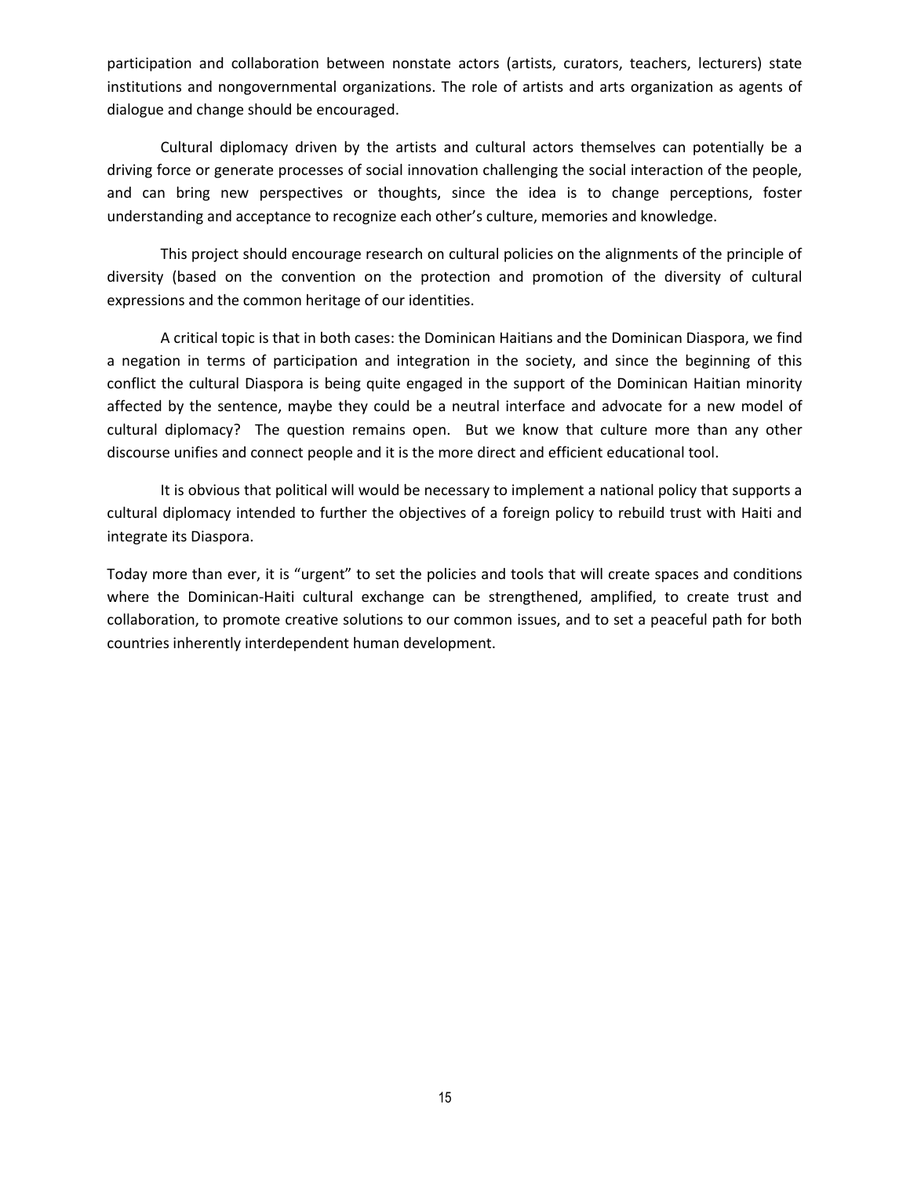participation and collaboration between nonstate actors (artists, curators, teachers, lecturers) state institutions and nongovernmental organizations. The role of artists and arts organization as agents of dialogue and change should be encouraged.

Cultural diplomacy driven by the artists and cultural actors themselves can potentially be a driving force or generate processes of social innovation challenging the social interaction of the people, and can bring new perspectives or thoughts, since the idea is to change perceptions, foster understanding and acceptance to recognize each other's culture, memories and knowledge.

This project should encourage research on cultural policies on the alignments of the principle of diversity (based on the convention on the protection and promotion of the diversity of cultural expressions and the common heritage of our identities.

A critical topic is that in both cases: the Dominican Haitians and the Dominican Diaspora, we find a negation in terms of participation and integration in the society, and since the beginning of this conflict the cultural Diaspora is being quite engaged in the support of the Dominican Haitian minority affected by the sentence, maybe they could be a neutral interface and advocate for a new model of cultural diplomacy? The question remains open. But we know that culture more than any other discourse unifies and connect people and it is the more direct and efficient educational tool.

It is obvious that political will would be necessary to implement a national policy that supports a cultural diplomacy intended to further the objectives of a foreign policy to rebuild trust with Haiti and integrate its Diaspora.

Today more than ever, it is "urgent" to set the policies and tools that will create spaces and conditions where the Dominican-Haiti cultural exchange can be strengthened, amplified, to create trust and collaboration, to promote creative solutions to our common issues, and to set a peaceful path for both countries inherently interdependent human development.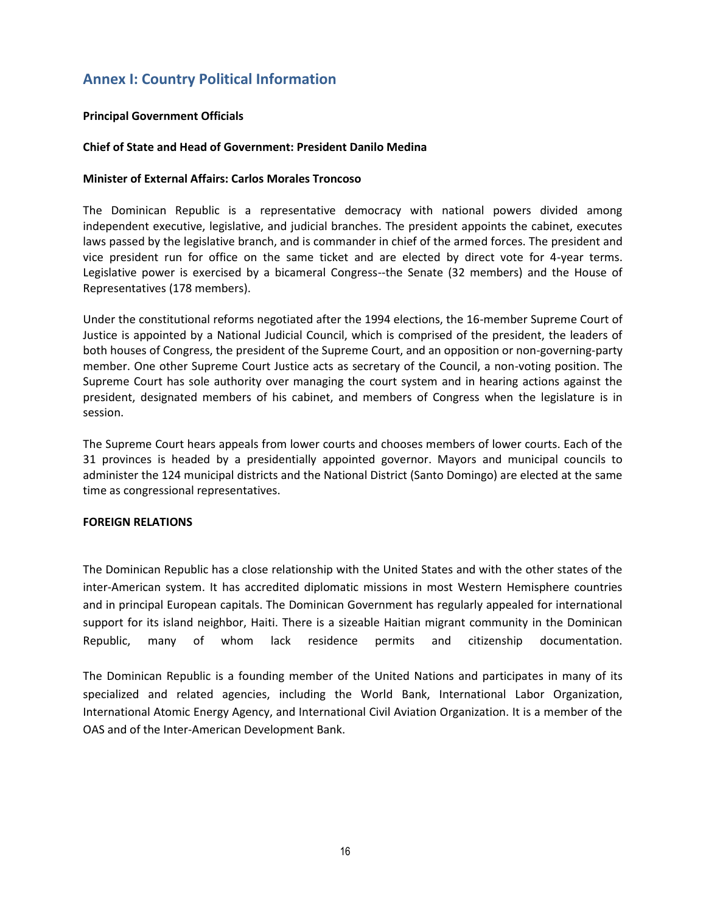## Annex I: Country Political Information

**Principal Government Officials**

**Chief of State and Head of Government: President Danilo Medina**

**Minister of External Affairs: Carlos Morales Troncoso**

The Dominican Republic is a representative democracy with national powers divided among independent executive, legislative, and judicial branches. The president appoints the cabinet, executes laws passed by the legislative branch, and is commander in chief of the armed forces. The president and vice president run for office on the same ticket and are elected by direct vote for 4-year terms. Legislative power is exercised by a bicameral Congress--the Senate (32 members) and the House of Representatives (178 members).

Under the constitutional reforms negotiated after the 1994 elections, the 16-member Supreme Court of Justice is appointed by a National Judicial Council, which is comprised of the president, the leaders of both houses of Congress, the president of the Supreme Court, and an opposition or non-governing-party member. One other Supreme Court Justice acts as secretary of the Council, a non-voting position. The Supreme Court has sole authority over managing the court system and in hearing actions against the president, designated members of his cabinet, and members of Congress when the legislature is in session.

The Supreme Court hears appeals from lower courts and chooses members of lower courts. Each of the 31 provinces is headed by a presidentially appointed governor. Mayors and municipal councils to administer the 124 municipal districts and the National District (Santo Domingo) are elected at the same time as congressional representatives.

**FOREIGN RELATIONS**

The Dominican Republic has a close relationship with the United States and with the other states of the inter-American system. It has accredited diplomatic missions in most Western Hemisphere countries and in principal European capitals. The Dominican Government has regularly appealed for international support for its island neighbor, Haiti. There is a sizeable Haitian migrant community in the Dominican Republic, many of whom lack residence permits and citizenship documentation.

The Dominican Republic is a founding member of the United Nations and participates in many of its specialized and related agencies, including the World Bank, International Labor Organization, International Atomic Energy Agency, and International Civil Aviation Organization. It is a member of the OAS and of the Inter-American Development Bank.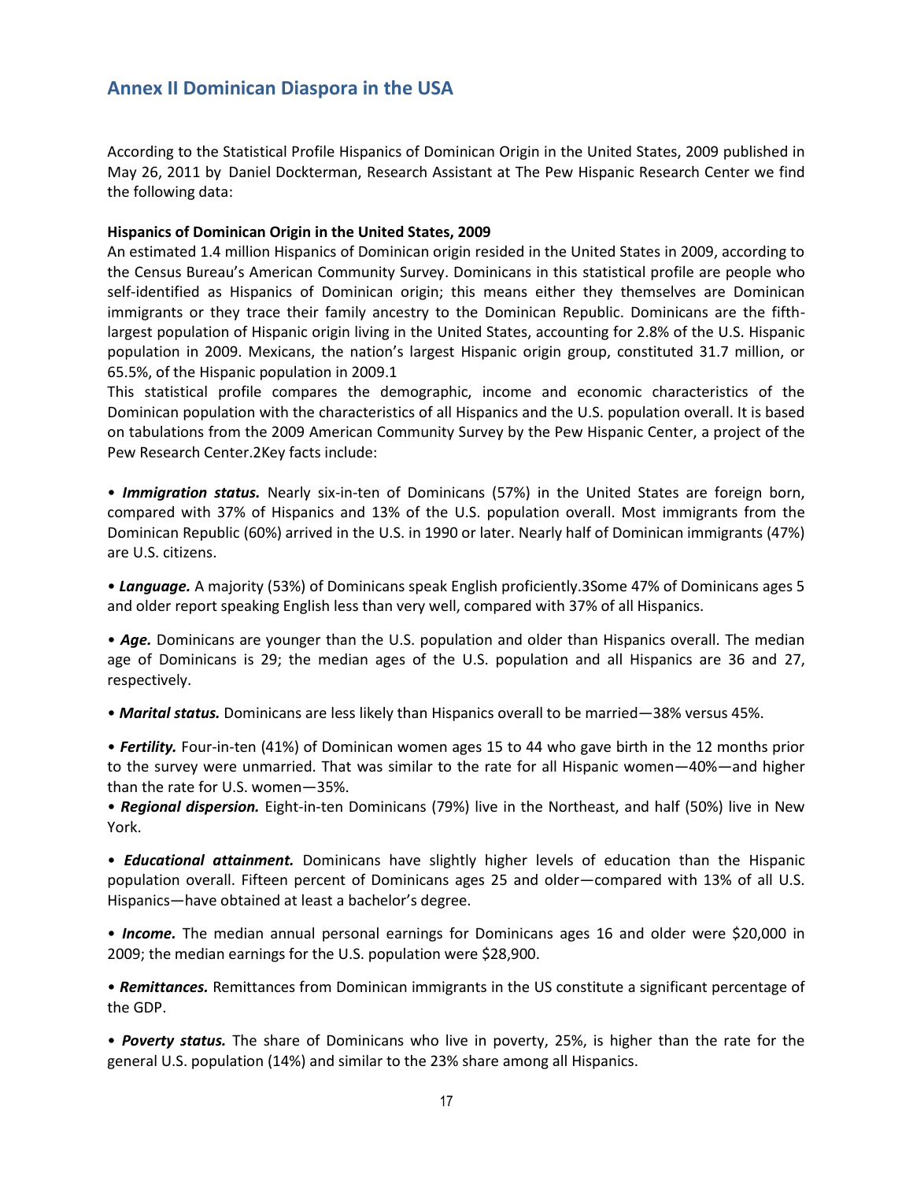## Annex II Dominican Diaspora in the USA

According to the Statistical Profile Hispanics of Dominican Origin in the United States, 2009 published in May 26, 2011 by Daniel Dockterman, Research Assistant at The Pew Hispanic Research Center we find the following data:

**Hispanics of Dominican Origin in the United States, 2009**

An estimated 1.4 million Hispanics of Dominican origin resided in the United States in 2009, according to the Census Bureau's American Community Survey. Dominicans in this statistical profile are people who self-identified as Hispanics of Dominican origin; this means either they themselves are Dominican immigrants or they trace their family ancestry to the Dominican Republic. Dominicans are the fifth-largest population of Hispanic origin living in the United States, accounting for 2.8% of the U.S. Hispanic population in 2009. Mexicans, the nation's largest Hispanic origin group, constituted 31.7 million, or 65.5%, of the Hispanic population in 2009.1

This statistical profile compares the demographic, income and economic characteristics of the Dominican population with the characteristics of all Hispanics and the U.S. population overall. It is based on tabulations from the 2009 American Community Survey by the Pew Hispanic Center, a project of the Pew Research Center.2Key facts include:

• ***Immigration status.*** Nearly six-in-ten of Dominicans (57%) in the United States are foreign born, compared with 37% of Hispanics and 13% of the U.S. population overall. Most immigrants from the Dominican Republic (60%) arrived in the U.S. in 1990 or later. Nearly half of Dominican immigrants (47%) are U.S. citizens.

• ***Language.*** A majority (53%) of Dominicans speak English proficiently.3Some 47% of Dominicans ages 5 and older report speaking English less than very well, compared with 37% of all Hispanics.

• ***Age.*** Dominicans are younger than the U.S. population and older than Hispanics overall. The median age of Dominicans is 29; the median ages of the U.S. population and all Hispanics are 36 and 27, respectively.

• ***Marital status.*** Dominicans are less likely than Hispanics overall to be married—38% versus 45%.

• ***Fertility.*** Four-in-ten (41%) of Dominican women ages 15 to 44 who gave birth in the 12 months prior to the survey were unmarried. That was similar to the rate for all Hispanic women—40%—and higher than the rate for U.S. women—35%.

• ***Regional dispersion.*** Eight-in-ten Dominicans (79%) live in the Northeast, and half (50%) live in New York.

• ***Educational attainment.*** Dominicans have slightly higher levels of education than the Hispanic population overall. Fifteen percent of Dominicans ages 25 and older—compared with 13% of all U.S. Hispanics—have obtained at least a bachelor's degree.

• ***Income.*** The median annual personal earnings for Dominicans ages 16 and older were $20,000 in 2009; the median earnings for the U.S. population were $28,900.

• ***Remittances.*** Remittances from Dominican immigrants in the US constitute a significant percentage of the GDP.

• ***Poverty status.*** The share of Dominicans who live in poverty, 25%, is higher than the rate for the general U.S. population (14%) and similar to the 23% share among all Hispanics.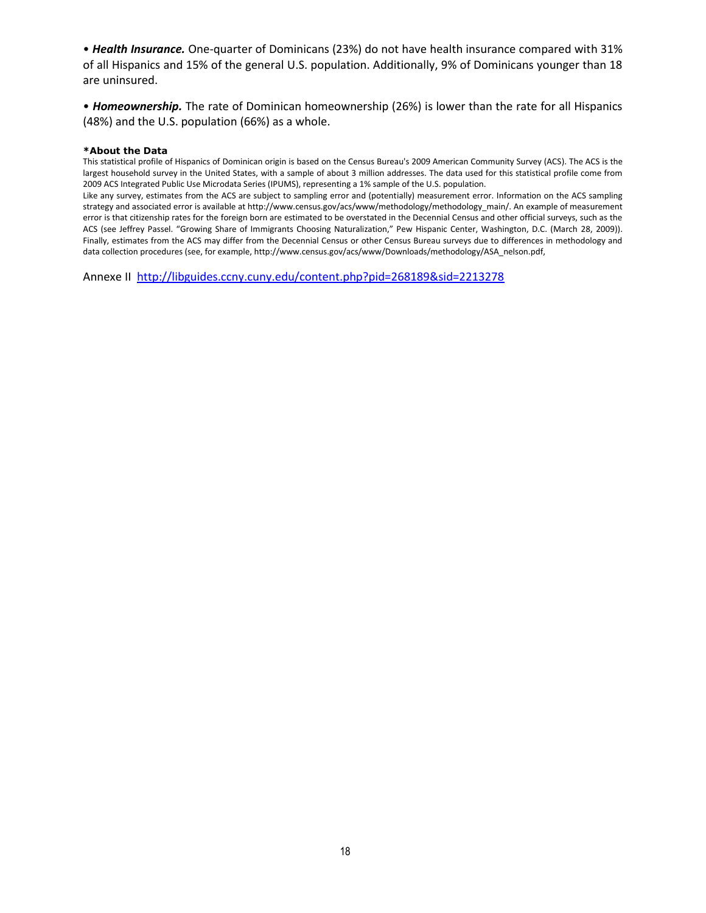• ***Health Insurance.*** One-quarter of Dominicans (23%) do not have health insurance compared with 31% of all Hispanics and 15% of the general U.S. population. Additionally, 9% of Dominicans younger than 18 are uninsured.

• ***Homeownership.*** The rate of Dominican homeownership (26%) is lower than the rate for all Hispanics (48%) and the U.S. population (66%) as a whole.

**\*About the Data**

This statistical profile of Hispanics of Dominican origin is based on the Census Bureau's 2009 American Community Survey (ACS). The ACS is the largest household survey in the United States, with a sample of about 3 million addresses. The data used for this statistical profile come from 2009 ACS Integrated Public Use Microdata Series (IPUMS), representing a 1% sample of the U.S. population.

Like any survey, estimates from the ACS are subject to sampling error and (potentially) measurement error. Information on the ACS sampling strategy and associated error is available at http://www.census.gov/acs/www/methodology/methodology_main/. An example of measurement error is that citizenship rates for the foreign born are estimated to be overstated in the Decennial Census and other official surveys, such as the ACS (see Jeffrey Passel. "Growing Share of Immigrants Choosing Naturalization," Pew Hispanic Center, Washington, D.C. (March 28, 2009)). Finally, estimates from the ACS may differ from the Decennial Census or other Census Bureau surveys due to differences in methodology and data collection procedures (see, for example, http://www.census.gov/acs/www/Downloads/methodology/ASA_nelson.pdf,

Annexe II http://libguides.ccny.cuny.edu/content.php?pid=268189&sid=2213278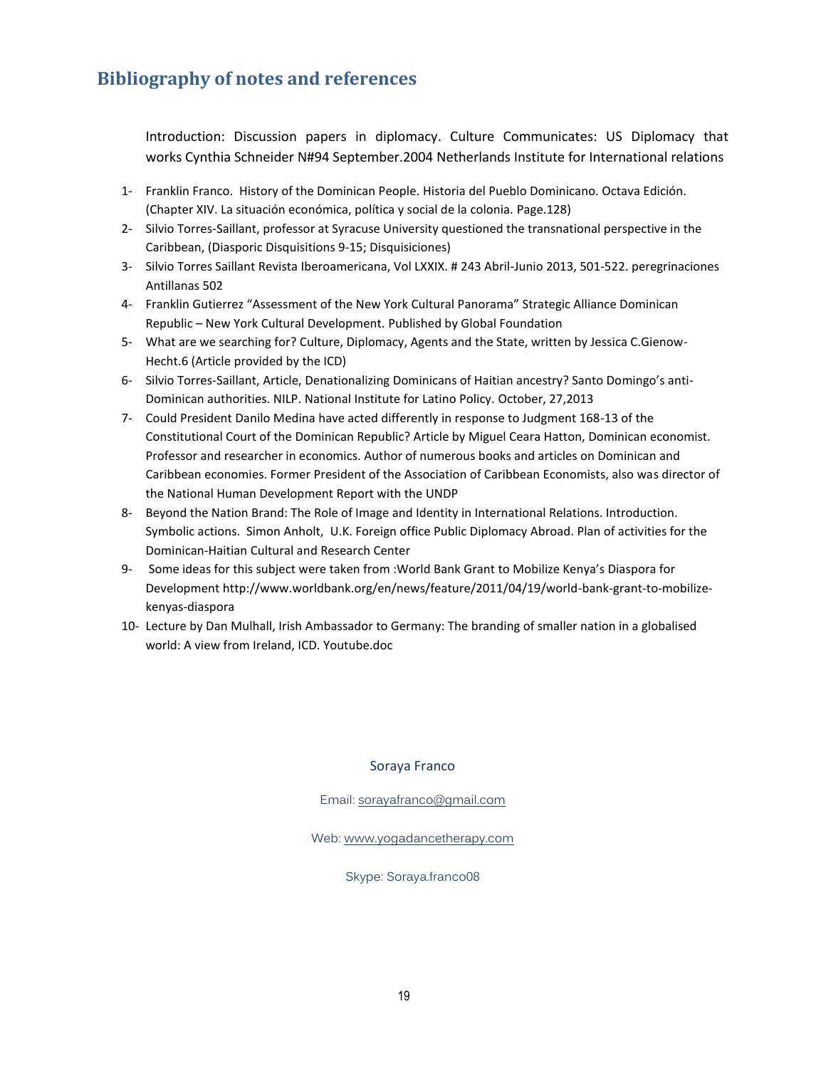## Bibliography of notes and references

Introduction: Discussion papers in diplomacy. Culture Communicates: US Diplomacy that works Cynthia Schneider N#94 September.2004 Netherlands Institute for International relations

1- Franklin Franco. History of the Dominican People. Historia del Pueblo Dominicano. Octava Edición. (Chapter XIV. La situación económica, política y social de la colonia. Page.128)
2- Silvio Torres-Saillant, professor at Syracuse University questioned the transnational perspective in the Caribbean, (Diasporic Disquisitions 9-15; Disquisiciones)
3- Silvio Torres Saillant Revista Iberoamericana, Vol LXXIX. # 243 Abril-Junio 2013, 501-522. peregrinaciones Antillanas 502
4- Franklin Gutierrez "Assessment of the New York Cultural Panorama" Strategic Alliance Dominican Republic – New York Cultural Development. Published by Global Foundation
5- What are we searching for? Culture, Diplomacy, Agents and the State, written by Jessica C.Gienow-Hecht.6 (Article provided by the ICD)
6- Silvio Torres-Saillant, Article, Denationalizing Dominicans of Haitian ancestry? Santo Domingo's anti-Dominican authorities. NILP. National Institute for Latino Policy. October, 27,2013
7- Could President Danilo Medina have acted differently in response to Judgment 168-13 of the Constitutional Court of the Dominican Republic? Article by Miguel Ceara Hatton, Dominican economist. Professor and researcher in economics. Author of numerous books and articles on Dominican and Caribbean economies. Former President of the Association of Caribbean Economists, also was director of the National Human Development Report with the UNDP
8- Beyond the Nation Brand: The Role of Image and Identity in International Relations. Introduction. Symbolic actions. Simon Anholt, U.K. Foreign office Public Diplomacy Abroad. Plan of activities for the Dominican-Haitian Cultural and Research Center
9- Some ideas for this subject were taken from :World Bank Grant to Mobilize Kenya's Diaspora for Development http://www.worldbank.org/en/news/feature/2011/04/19/world-bank-grant-to-mobilize-kenyas-diaspora
10- Lecture by Dan Mulhall, Irish Ambassador to Germany: The branding of smaller nation in a globalised world: A view from Ireland, ICD. Youtube.doc

Soraya Franco

Email: sorayafranco@gmail.com

Web: www.yogadancetherapy.com

Skype: Soraya.franco08